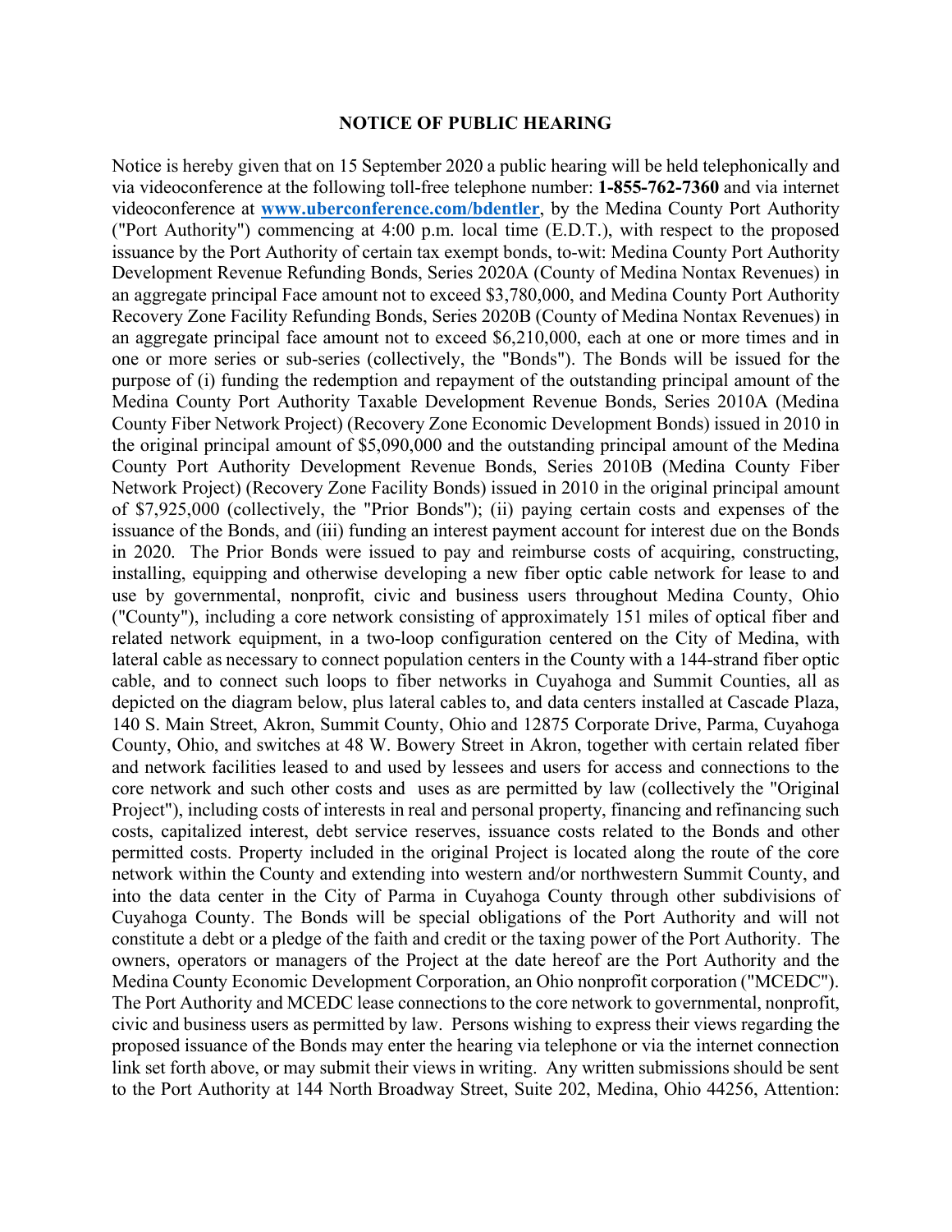**NOTICE OF PUBLIC HEARING**

Notice is hereby given that on 15 September 2020 a public hearing will be held telephonically and via videoconference at the following toll-free telephone number: **1-855-762-7360** and via internet videoconference at **[www.uberconference.com/bdentler](http://www.uberconference.com/bdentler)**, by the Medina County Port Authority ("Port Authority") commencing at 4:00 p.m. local time (E.D.T.), with respect to the proposed issuance by the Port Authority of certain tax exempt bonds, to-wit: Medina County Port Authority Development Revenue Refunding Bonds, Series 2020A (County of Medina Nontax Revenues) in an aggregate principal Face amount not to exceed $3,780,000, and Medina County Port Authority Recovery Zone Facility Refunding Bonds, Series 2020B (County of Medina Nontax Revenues) in an aggregate principal face amount not to exceed $6,210,000, each at one or more times and in one or more series or sub-series (collectively, the "Bonds"). The Bonds will be issued for the purpose of (i) funding the redemption and repayment of the outstanding principal amount of the Medina County Port Authority Taxable Development Revenue Bonds, Series 2010A (Medina County Fiber Network Project) (Recovery Zone Economic Development Bonds) issued in 2010 in the original principal amount of $5,090,000 and the outstanding principal amount of the Medina County Port Authority Development Revenue Bonds, Series 2010B (Medina County Fiber Network Project) (Recovery Zone Facility Bonds) issued in 2010 in the original principal amount of $7,925,000 (collectively, the "Prior Bonds"); (ii) paying certain costs and expenses of the issuance of the Bonds, and (iii) funding an interest payment account for interest due on the Bonds in 2020. The Prior Bonds were issued to pay and reimburse costs of acquiring, constructing, installing, equipping and otherwise developing a new fiber optic cable network for lease to and use by governmental, nonprofit, civic and business users throughout Medina County, Ohio ("County"), including a core network consisting of approximately 151 miles of optical fiber and related network equipment, in a two-loop configuration centered on the City of Medina, with lateral cable as necessary to connect population centers in the County with a 144-strand fiber optic cable, and to connect such loops to fiber networks in Cuyahoga and Summit Counties, all as depicted on the diagram below, plus lateral cables to, and data centers installed at Cascade Plaza, 140 S. Main Street, Akron, Summit County, Ohio and 12875 Corporate Drive, Parma, Cuyahoga County, Ohio, and switches at 48 W. Bowery Street in Akron, together with certain related fiber and network facilities leased to and used by lessees and users for access and connections to the core network and such other costs and uses as are permitted by law (collectively the "Original Project"), including costs of interests in real and personal property, financing and refinancing such costs, capitalized interest, debt service reserves, issuance costs related to the Bonds and other permitted costs. Property included in the original Project is located along the route of the core network within the County and extending into western and/or northwestern Summit County, and into the data center in the City of Parma in Cuyahoga County through other subdivisions of Cuyahoga County. The Bonds will be special obligations of the Port Authority and will not constitute a debt or a pledge of the faith and credit or the taxing power of the Port Authority. The owners, operators or managers of the Project at the date hereof are the Port Authority and the Medina County Economic Development Corporation, an Ohio nonprofit corporation ("MCEDC"). The Port Authority and MCEDC lease connections to the core network to governmental, nonprofit, civic and business users as permitted by law. Persons wishing to express their views regarding the proposed issuance of the Bonds may enter the hearing via telephone or via the internet connection link set forth above, or may submit their views in writing. Any written submissions should be sent to the Port Authority at 144 North Broadway Street, Suite 202, Medina, Ohio 44256, Attention: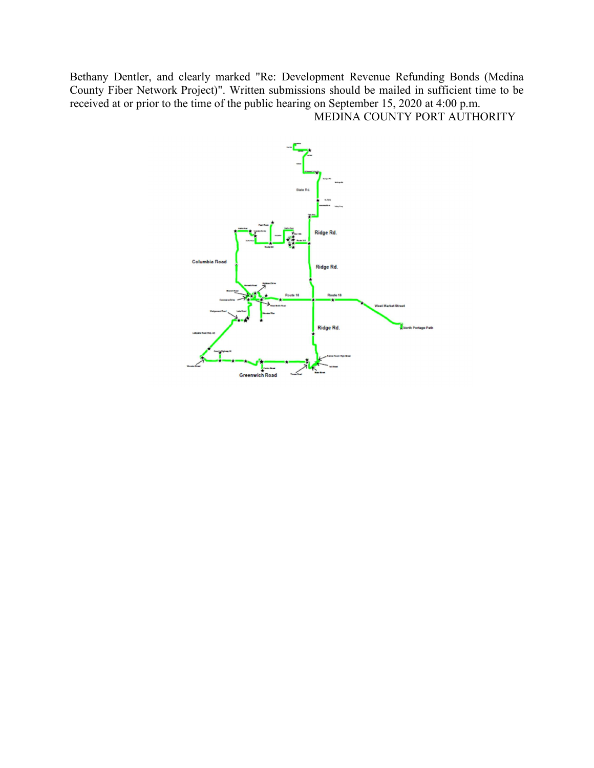Bethany Dentler, and clearly marked "Re: Development Revenue Refunding Bonds (Medina County Fiber Network Project)". Written submissions should be mailed in sufficient time to be received at or prior to the time of the public hearing on September 15, 2020 at 4:00 p.m.

MEDINA COUNTY PORT AUTHORITY

State Rd.

Ridge Rd.

Columbia Road

Ridge Rd.

Route 18

Route 18

West Market Street

North Portage Path

Ridge Rd.

Greenwich Road